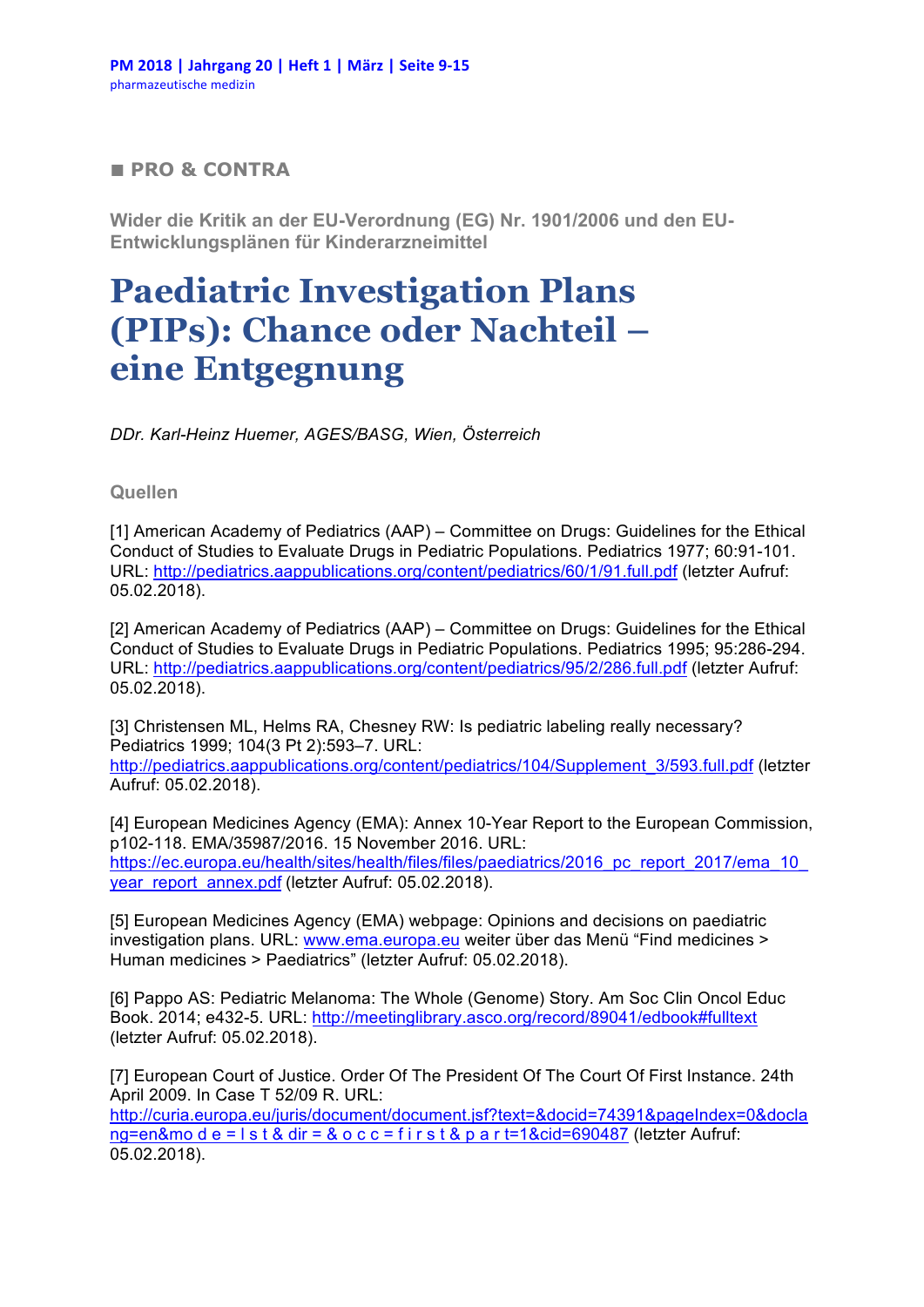■ **PRO & CONTRA**

**Wider die Kritik an der EU-Verordnung (EG) Nr. 1901/2006 und den EU-Entwicklungsplänen für Kinderarzneimittel**

# Paediatric Investigation Plans (PIPs): Chance oder Nachteil – eine Entgegnung

*DDr. Karl-Heinz Huemer, AGES/BASG, Wien, Österreich*

## Quellen

[1] American Academy of Pediatrics (AAP) – Committee on Drugs: Guidelines for the Ethical Conduct of Studies to Evaluate Drugs in Pediatric Populations. Pediatrics 1977; 60:91-101. URL: http://pediatrics.aappublications.org/content/pediatrics/60/1/91.full.pdf (letzter Aufruf: 05.02.2018).

[2] American Academy of Pediatrics (AAP) – Committee on Drugs: Guidelines for the Ethical Conduct of Studies to Evaluate Drugs in Pediatric Populations. Pediatrics 1995; 95:286-294. URL: http://pediatrics.aappublications.org/content/pediatrics/95/2/286.full.pdf (letzter Aufruf: 05.02.2018).

[3] Christensen ML, Helms RA, Chesney RW: Is pediatric labeling really necessary? Pediatrics 1999; 104(3 Pt 2):593–7. URL: http://pediatrics.aappublications.org/content/pediatrics/104/Supplement_3/593.full.pdf (letzter Aufruf: 05.02.2018).

[4] European Medicines Agency (EMA): Annex 10-Year Report to the European Commission, p102-118. EMA/35987/2016. 15 November 2016. URL: https://ec.europa.eu/health/sites/health/files/files/paediatrics/2016_pc_report_2017/ema_10_year_report_annex.pdf (letzter Aufruf: 05.02.2018).

[5] European Medicines Agency (EMA) webpage: Opinions and decisions on paediatric investigation plans. URL: www.ema.europa.eu weiter über das Menü "Find medicines > Human medicines > Paediatrics" (letzter Aufruf: 05.02.2018).

[6] Pappo AS: Pediatric Melanoma: The Whole (Genome) Story. Am Soc Clin Oncol Educ Book. 2014; e432-5. URL: http://meetinglibrary.asco.org/record/89041/edbook#fulltext (letzter Aufruf: 05.02.2018).

[7] European Court of Justice. Order Of The President Of The Court Of First Instance. 24th April 2009. In Case T 52/09 R. URL: http://curia.europa.eu/juris/document/document.jsf?text=&docid=74391&pageIndex=0&doclang=en&mode=lst&dir=&occ=first&part=1&cid=690487 (letzter Aufruf: 05.02.2018).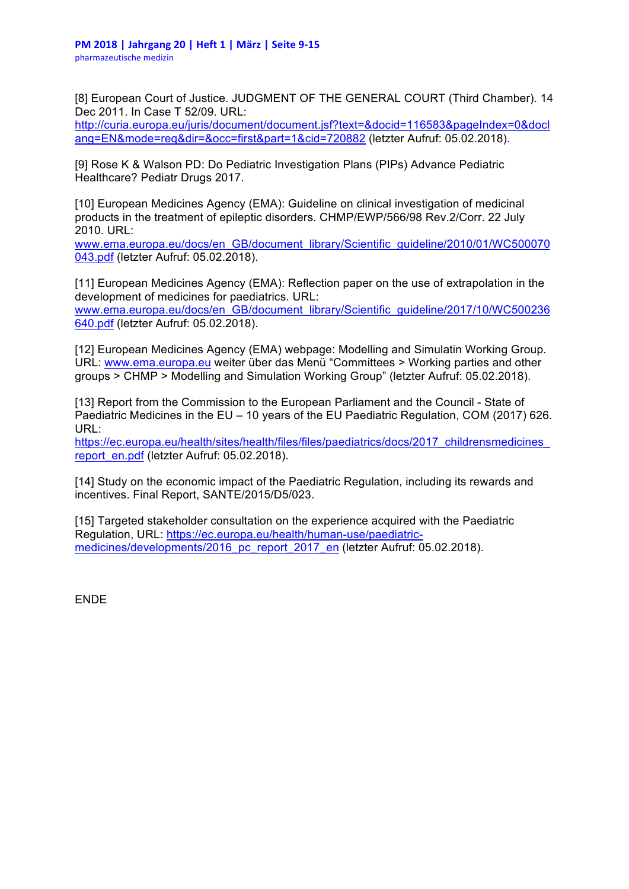[8] European Court of Justice. JUDGMENT OF THE GENERAL COURT (Third Chamber). 14 Dec 2011. In Case T 52/09. URL: http://curia.europa.eu/juris/document/document.jsf?text=&docid=116583&pageIndex=0&doclang=EN&mode=req&dir=&occ=first&part=1&cid=720882 (letzter Aufruf: 05.02.2018).

[9] Rose K & Walson PD: Do Pediatric Investigation Plans (PIPs) Advance Pediatric Healthcare? Pediatr Drugs 2017.

[10] European Medicines Agency (EMA): Guideline on clinical investigation of medicinal products in the treatment of epileptic disorders. CHMP/EWP/566/98 Rev.2/Corr. 22 July 2010. URL: www.ema.europa.eu/docs/en_GB/document_library/Scientific_guideline/2010/01/WC500070043.pdf (letzter Aufruf: 05.02.2018).

[11] European Medicines Agency (EMA): Reflection paper on the use of extrapolation in the development of medicines for paediatrics. URL: www.ema.europa.eu/docs/en_GB/document_library/Scientific_guideline/2017/10/WC500236640.pdf (letzter Aufruf: 05.02.2018).

[12] European Medicines Agency (EMA) webpage: Modelling and Simulatin Working Group. URL: www.ema.europa.eu weiter über das Menü "Committees > Working parties and other groups > CHMP > Modelling and Simulation Working Group" (letzter Aufruf: 05.02.2018).

[13] Report from the Commission to the European Parliament and the Council - State of Paediatric Medicines in the EU – 10 years of the EU Paediatric Regulation, COM (2017) 626. URL: https://ec.europa.eu/health/sites/health/files/files/paediatrics/docs/2017_childrensmedicines_report_en.pdf (letzter Aufruf: 05.02.2018).

[14] Study on the economic impact of the Paediatric Regulation, including its rewards and incentives. Final Report, SANTE/2015/D5/023.

[15] Targeted stakeholder consultation on the experience acquired with the Paediatric Regulation, URL: https://ec.europa.eu/health/human-use/paediatric-medicines/developments/2016_pc_report_2017_en (letzter Aufruf: 05.02.2018).

ENDE